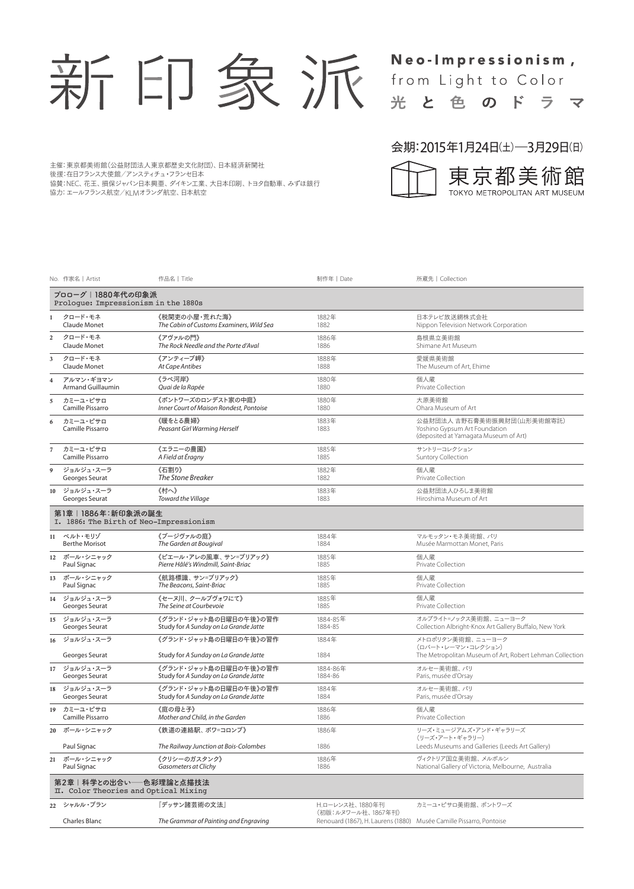# 新印象派

**Neo-Impressionism,** from Light to Color
光と色のドラマ

会期：2015年1月24日(土)—3月29日(日)

東京都美術館
TOKYO METROPOLITAN ART MUSEUM

主催：東京都美術館（公益財団法人東京都歴史文化財団）、日本経済新聞社
後援：在日フランス大使館／アンスティチュ・フランセ日本
協賛：NEC、花王、損保ジャパン日本興亜、ダイキン工業、大日本印刷、トヨタ自動車、みずほ銀行
協力：エールフランス航空／KLMオランダ航空、日本航空

| No. | 作家名 \| Artist | 作品名 \| Title | 制作年 \| Date | 所蔵先 \| Collection |
|---|---|---|---|---|
| **プロローグ｜1880年代の印象派 Prologue: Impressionism in the 1880s** | | | | |
| 1 | クロード・モネ Claude Monet | 《税関吏の小屋・荒れた海》 *The Cabin of Customs Examiners, Wild Sea* | 1882年 1882 | 日本テレビ放送網株式会社 Nippon Television Network Corporation |
| 2 | クロード・モネ Claude Monet | 《アヴァルの門》 *The Rock Needle and the Porte d'Aval* | 1886年 1886 | 島根県立美術館 Shimane Art Museum |
| 3 | クロード・モネ Claude Monet | 《アンティーブ岬》 *At Cape Antibes* | 1888年 1888 | 愛媛県美術館 The Museum of Art, Ehime |
| 4 | アルマン・ギヨマン Armand Guillaumin | 《ラペ河岸》 *Quai de la Rapée* | 1880年 1880 | 個人蔵 Private Collection |
| 5 | カミーユ・ピサロ Camille Pissarro | 《ポントワーズのロンデスト家の中庭》 *Inner Court of Maison Rondest, Pontoise* | 1880年 1880 | 大原美術館 Ohara Museum of Art |
| 6 | カミーユ・ピサロ Camille Pissarro | 《暖をとる農婦》 *Peasant Girl Warming Herself* | 1883年 1883 | 公益財団法人 吉野石膏美術振興財団（山形美術館寄託） Yoshino Gypsum Art Foundation (deposited at Yamagata Museum of Art) |
| 7 | カミーユ・ピサロ Camille Pissarro | 《エラニーの農園》 *A Field at Éragny* | 1885年 1885 | サントリーコレクション Suntory Collection |
| 9 | ジョルジュ・スーラ Georges Seurat | 《石割り》 *The Stone Breaker* | 1882年 1882 | 個人蔵 Private Collection |
| 10 | ジョルジュ・スーラ Georges Seurat | 《村へ》 *Toward the Village* | 1883年 1883 | 公益財団法人ひろしま美術館 Hiroshima Museum of Art |
| **第1章｜1886年：新印象派の誕生 I. 1886: The Birth of Neo-Impressionism** | | | | |
| 11 | ベルト・モリゾ Berthe Morisot | 《ブージヴァルの庭》 *The Garden at Bougival* | 1884年 1884 | マルモッタン・モネ美術館、パリ Musée Marmottan Monet, Paris |
| 12 | ポール・シニャック Paul Signac | 《ピエール・アレの風車、サン=ブリアック》 *Pierre Hâlé's Windmill, Saint-Briac* | 1885年 1885 | 個人蔵 Private Collection |
| 13 | ポール・シニャック Paul Signac | 《航路標識、サン=ブリアック》 *The Beacons, Saint-Briac* | 1885年 1885 | 個人蔵 Private Collection |
| 14 | ジョルジュ・スーラ Georges Seurat | 《セーヌ川、クールブヴォワにて》 *The Seine at Courbevoie* | 1885年 1885 | 個人蔵 Private Collection |
| 15 | ジョルジュ・スーラ Georges Seurat | 《グランド・ジャット島の日曜日の午後》の習作 Study for *A Sunday on La Grande Jatte* | 1884-85年 1884-85 | オルブライト=ノックス美術館、ニューヨーク Collection Albright-Knox Art Gallery Buffalo, New York |
| 16 | ジョルジュ・スーラ Georges Seurat | 《グランド・ジャット島の日曜日の午後》の習作 Study for *A Sunday on La Grande Jatte* | 1884年 1884 | メトロポリタン美術館、ニューヨーク（ロバート・レーマン・コレクション） The Metropolitan Museum of Art, Robert Lehman Collection |
| 17 | ジョルジュ・スーラ Georges Seurat | 《グランド・ジャット島の日曜日の午後》の習作 Study for *A Sunday on La Grande Jatte* | 1884-86年 1884-86 | オルセー美術館、パリ Paris, musée d'Orsay |
| 18 | ジョルジュ・スーラ Georges Seurat | 《グランド・ジャット島の日曜日の午後》の習作 Study for *A Sunday on La Grande Jatte* | 1884年 1884 | オルセー美術館、パリ Paris, musée d'Orsay |
| 19 | カミーユ・ピサロ Camille Pissarro | 《庭の母と子》 *Mother and Child, in the Garden* | 1886年 1886 | 個人蔵 Private Collection |
| 20 | ポール・シニャック Paul Signac | 《鉄道の連絡駅、ボワ=コロンブ》 *The Railway Junction at Bois-Colombes* | 1886年 1886 | リーズ・ミュージアムズ・アンド・ギャラリーズ（リーズ・アート・ギャラリー） Leeds Museums and Galleries (Leeds Art Gallery) |
| 21 | ポール・シニャック Paul Signac | 《クリシーのガスタンク》 *Gasometers at Clichy* | 1886年 1886 | ヴィクトリア国立美術館、メルボルン National Gallery of Victoria, Melbourne, Australia |
| **第2章｜科学との出合い──色彩理論と点描技法 II. Color Theories and Optical Mixing** | | | | |
| 22 | シャルル・ブラン Charles Blanc | 『デッサン諸芸術の文法』 *The Grammar of Painting and Engraving* | H.ローレンス社、1880年刊（初版：ルヌワール社、1867年刊） Renouard (1867), H. Laurens (1880) | カミーユ・ピサロ美術館、ポントワーズ Musée Camille Pissarro, Pontoise |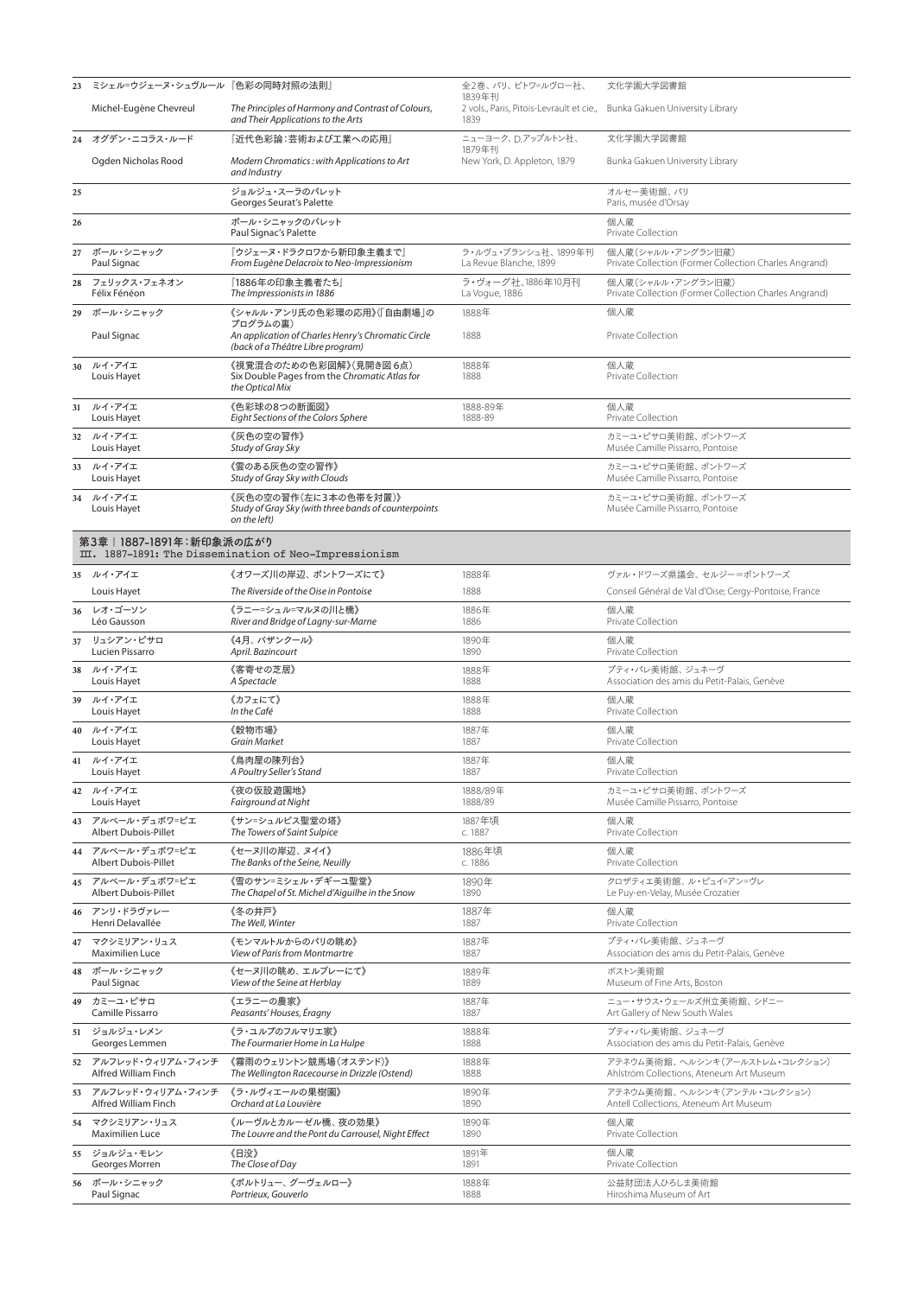| No. | 作家 / Artist | 作品名 / Title | 制作年 / Date | 所蔵 / Collection |
|---|---|---|---|---|
| 23 | ミシェル=ウジェーヌ・シュヴルール<br>Michel-Eugène Chevreul | 『色彩の同時対照の法則』<br>*The Principles of Harmony and Contrast of Colours, and Their Applications to the Arts* | 全2巻、パリ、ピトワ=ルヴロー社、1839年刊<br>2 vols., Paris, Pitois-Levrault et cie., 1839 | 文化学園大学図書館<br>Bunka Gakuen University Library |
| 24 | オグデン・ニコラス・ルード<br>Ogden Nicholas Rood | 『近代色彩論：芸術および工業への応用』<br>*Modern Chromatics : with Applications to Art and Industry* | ニューヨーク、D.アップルトン社、1879年刊<br>New York, D. Appleton, 1879 | 文化学園大学図書館<br>Bunka Gakuen University Library |
| 25 | | ジョルジュ・スーラのパレット<br>Georges Seurat's Palette | | オルセー美術館、パリ<br>Paris, musée d'Orsay |
| 26 | | ポール・シニャックのパレット<br>Paul Signac's Palette | | 個人蔵<br>Private Collection |
| 27 | ポール・シニャック<br>Paul Signac | 『ウジェーヌ・ドラクロワから新印象主義まで』<br>*From Eugène Delacroix to Neo-Impressionism* | ラ・ルヴュ・ブランシュ社、1899年刊<br>La Revue Blanche, 1899 | 個人蔵（シャルル・アングラン旧蔵）<br>Private Collection (Former Collection Charles Angrand) |
| 28 | フェリックス・フェネオン<br>Félix Fénéon | 『1886年の印象主義者たち』<br>*The Impressionists in 1886* | ラ・ヴォーグ社、1886年10月刊<br>La Vogue, 1886 | 個人蔵（シャルル・アングラン旧蔵）<br>Private Collection (Former Collection Charles Angrand) |
| 29 | ポール・シニャック<br>Paul Signac | 《シャルル・アンリ氏の色彩環の応用》（「自由劇場」のプログラムの裏）<br>*An application of Charles Henry's Chromatic Circle (back of a Théâtre Libre program)* | 1888年<br>1888 | 個人蔵<br>Private Collection |
| 30 | ルイ・アイエ<br>Louis Hayet | 《視覚混合のための色彩図解》（見開き図6点）<br>Six Double Pages from the *Chromatic Atlas for the Optical Mix* | 1888年<br>1888 | 個人蔵<br>Private Collection |
| 31 | ルイ・アイエ<br>Louis Hayet | 《色彩球の8つの断面図》<br>*Eight Sections of the Colors Sphere* | 1888-89年<br>1888-89 | 個人蔵<br>Private Collection |
| 32 | ルイ・アイエ<br>Louis Hayet | 《灰色の空の習作》<br>*Study of Gray Sky* | | カミーユ・ピサロ美術館、ポントワーズ<br>Musée Camille Pissarro, Pontoise |
| 33 | ルイ・アイエ<br>Louis Hayet | 《雲のある灰色の空の習作》<br>*Study of Gray Sky with Clouds* | | カミーユ・ピサロ美術館、ポントワーズ<br>Musée Camille Pissarro, Pontoise |
| 34 | ルイ・アイエ<br>Louis Hayet | 《灰色の空の習作（左に3本の色帯を対置）》<br>*Study of Gray Sky (with three bands of counterpoints on the left)* | | カミーユ・ピサロ美術館、ポントワーズ<br>Musée Camille Pissarro, Pontoise |

## 第3章｜1887-1891年：新印象派の広がり
### III. 1887-1891: The Dissemination of Neo-Impressionism

| No. | 作家 / Artist | 作品名 / Title | 制作年 / Date | 所蔵 / Collection |
|---|---|---|---|---|
| 35 | ルイ・アイエ<br>Louis Hayet | 《オワーズ川の岸辺、ポントワーズにて》<br>*The Riverside of the Oise in Pontoise* | 1888年<br>1888 | ヴァル・ドワーズ県議会、セルジー=ポントワーズ<br>Conseil Général de Val d'Oise; Cergy-Pontoise, France |
| 36 | レオ・ゴーソン<br>Léo Gausson | 《ラニー=シュル=マルヌの川と橋》<br>*River and Bridge of Lagny-sur-Marne* | 1886年<br>1886 | 個人蔵<br>Private Collection |
| 37 | リュシアン・ピサロ<br>Lucien Pissarro | 《4月、バザンクール》<br>*April. Bazincourt* | 1890年<br>1890 | 個人蔵<br>Private Collection |
| 38 | ルイ・アイエ<br>Louis Hayet | 《寄寄せの芝居》<br>*A Spectacle* | 1888年<br>1888 | プティ・パレ美術館、ジュネーヴ<br>Association des amis du Petit-Palais, Genève |
| 39 | ルイ・アイエ<br>Louis Hayet | 《カフェにて》<br>*In the Café* | 1888年<br>1888 | 個人蔵<br>Private Collection |
| 40 | ルイ・アイエ<br>Louis Hayet | 《穀物市場》<br>*Grain Market* | 1887年<br>1887 | 個人蔵<br>Private Collection |
| 41 | ルイ・アイエ<br>Louis Hayet | 《鳥肉屋の陳列台》<br>*A Poultry Seller's Stand* | 1887年<br>1887 | 個人蔵<br>Private Collection |
| 42 | ルイ・アイエ<br>Louis Hayet | 《夜の仮設遊園地》<br>*Fairground at Night* | 1888/89年<br>1888/89 | カミーユ・ピサロ美術館、ポントワーズ<br>Musée Camille Pissarro, Pontoise |
| 43 | アルベール・デュボワ=ピエ<br>Albert Dubois-Pillet | 《サン=シュルピス聖堂の塔》<br>*The Towers of Saint Sulpice* | 1887年頃<br>c. 1887 | 個人蔵<br>Private Collection |
| 44 | アルベール・デュボワ=ピエ<br>Albert Dubois-Pillet | 《セーヌ川の岸辺、ヌイイ》<br>*The Banks of the Seine, Neuilly* | 1886年頃<br>c. 1886 | 個人蔵<br>Private Collection |
| 45 | アルベール・デュボワ=ピエ<br>Albert Dubois-Pillet | 《雪のサン=ミシェル・デギーユ聖堂》<br>*The Chapel of St. Michel d'Aiguilhe in the Snow* | 1890年<br>1890 | クロザティエ美術館、ル・ピュイ=アン=ヴレ<br>Le Puy-en-Velay, Musée Crozatier |
| 46 | アンリ・ドラヴァレー<br>Henri Delavallée | 《冬の井戸》<br>*The Well, Winter* | 1887年<br>1887 | 個人蔵<br>Private Collection |
| 47 | マクシミリアン・リュス<br>Maximilien Luce | 《モンマルトルからのパリの眺め》<br>*View of Paris from Montmartre* | 1887年<br>1887 | プティ・パレ美術館、ジュネーヴ<br>Association des amis du Petit-Palais, Genève |
| 48 | ポール・シニャック<br>Paul Signac | 《セーヌ川の眺め、エルブレーにて》<br>*View of the Seine at Herblay* | 1889年<br>1889 | ボストン美術館<br>Museum of Fine Arts, Boston |
| 49 | カミーユ・ピサロ<br>Camille Pissarro | 《エラニーの農家》<br>*Peasants' Houses, Éragny* | 1887年<br>1887 | ニュー・サウス・ウェールズ州立美術館、シドニー<br>Art Gallery of New South Wales |
| 51 | ジョルジュ・レメン<br>Georges Lemmen | 《ラ・ユルプのフルマリエ家》<br>*The Fourmarier Home in La Hulpe* | 1888年<br>1888 | プティ・パレ美術館、ジュネーヴ<br>Association des amis du Petit-Palais, Genève |
| 52 | アルフレッド・ウィリアム・フィンチ<br>Alfred William Finch | 《霧雨のウェリントン競馬場（オステンド）》<br>*The Wellington Racecourse in Drizzle (Ostend)* | 1888年<br>1888 | アテネウム美術館、ヘルシンキ（アールストレム・コレクション）<br>Ahlström Collections, Ateneum Art Museum |
| 53 | アルフレッド・ウィリアム・フィンチ<br>Alfred William Finch | 《ラ・ルヴィエールの果樹園》<br>*Orchard at La Louvière* | 1890年<br>1890 | アテネウム美術館、ヘルシンキ（アンテル・コレクション）<br>Antell Collections, Ateneum Art Museum |
| 54 | マクシミリアン・リュス<br>Maximilien Luce | 《ルーヴルとカルーゼル橋、夜の効果》<br>*The Louvre and the Pont du Carrousel, Night Effect* | 1890年<br>1890 | 個人蔵<br>Private Collection |
| 55 | ジョルジュ・モレン<br>Georges Morren | 《日没》<br>*The Close of Day* | 1891年<br>1891 | 個人蔵<br>Private Collection |
| 56 | ポール・シニャック<br>Paul Signac | 《ポルトリュー、グーヴェルロー》<br>*Portrieux, Gouverlo* | 1888年<br>1888 | 公益財団法人ひろしま美術館<br>Hiroshima Museum of Art |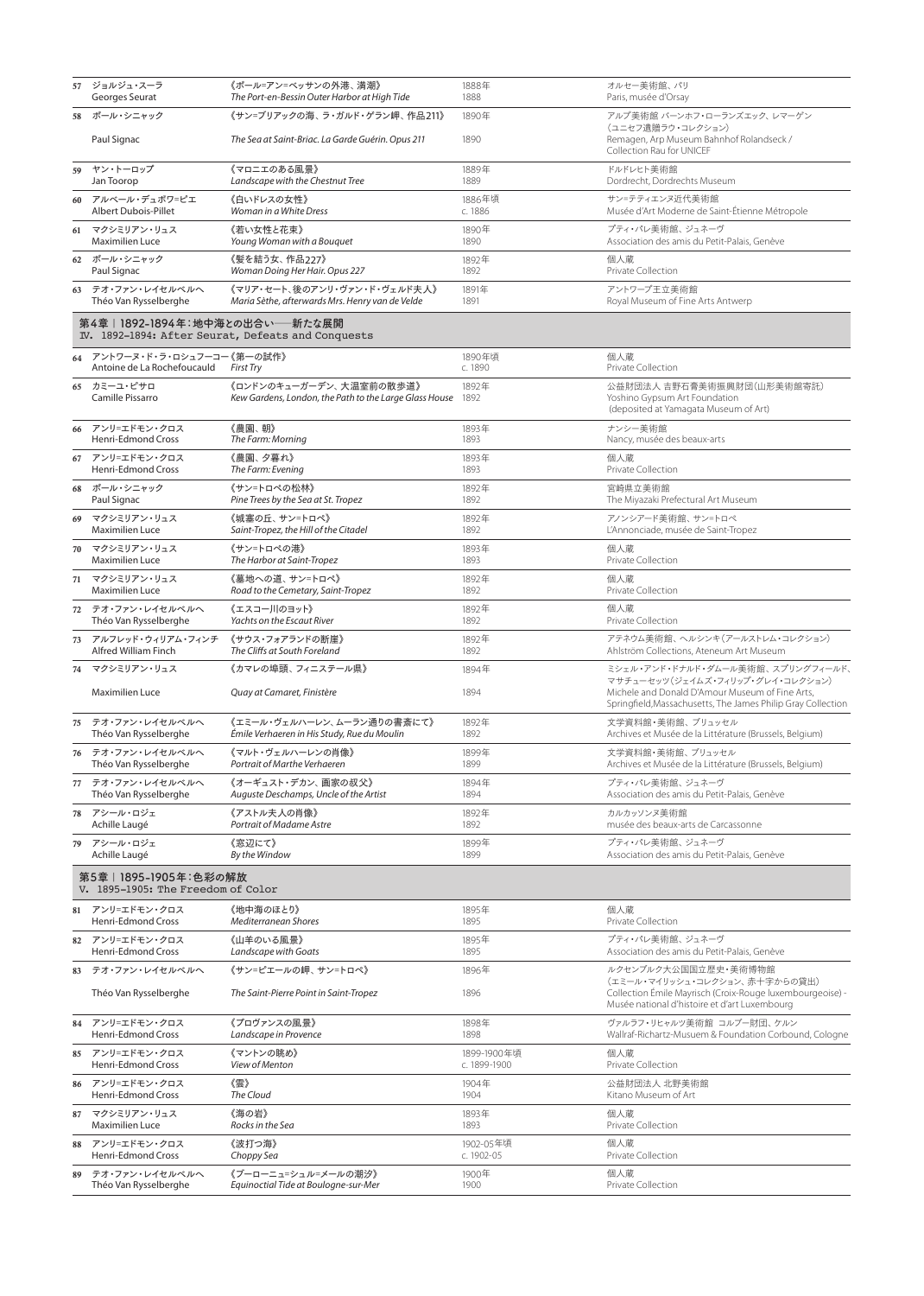| No. | 作家 / Artist | 作品名 / Title | 制作年 / Date | 所蔵 / Collection |
|---|---|---|---|---|
| 57 | ジョルジュ・スーラ<br>Georges Seurat | 《ポール=アン=ベッサンの外港、満潮》<br>*The Port-en-Bessin Outer Harbor at High Tide* | 1888年<br>1888 | オルセー美術館、パリ<br>Paris, musée d'Orsay |
| 58 | ポール・シニャック<br>Paul Signac | 《サン=ブリアックの海、ラ・ガルド・ゲラン岬、作品211》<br>*The Sea at Saint-Briac. La Garde Guérin. Opus 211* | 1890年<br>1890 | アルプ美術館 バーンホフ・ローランズエック、レマーゲン（ユニセフ遺贈ラウ・コレクション）<br>Remagen, Arp Museum Bahnhof Rolandseck / Collection Rau for UNICEF |
| 59 | ヤン・トーロップ<br>Jan Toorop | 《マロニエのある風景》<br>*Landscape with the Chestnut Tree* | 1889年<br>1889 | ドルドレヒト美術館<br>Dordrecht, Dordrechts Museum |
| 60 | アルベール・デュボワ=ピエ<br>Albert Dubois-Pillet | 《白いドレスの女性》<br>*Woman in a White Dress* | 1886年頃<br>c. 1886 | サン=テティエンヌ近代美術館<br>Musée d'Art Moderne de Saint-Étienne Métropole |
| 61 | マクシミリアン・リュス<br>Maximilien Luce | 《若い女性と花束》<br>*Young Woman with a Bouquet* | 1890年<br>1890 | プティ・パレ美術館、ジュネーヴ<br>Association des amis du Petit-Palais, Genève |
| 62 | ポール・シニャック<br>Paul Signac | 《髪を結う女、作品227》<br>*Woman Doing Her Hair. Opus 227* | 1892年<br>1892 | 個人蔵<br>Private Collection |
| 63 | テオ・ファン・レイセルベルヘ<br>Théo Van Rysselberghe | 《マリア・セート、後のアンリ・ヴァン・ド・ヴェルド夫人》<br>*Maria Sèthe, afterwards Mrs. Henry van de Velde* | 1891年<br>1891 | アントワープ王立美術館<br>Royal Museum of Fine Arts Antwerp |

## 第4章｜1892-1894年：地中海との出会い──新たな展開
IV. 1892–1894: After Seurat, Defeats and Conquests

| No. | 作家 / Artist | 作品名 / Title | 制作年 / Date | 所蔵 / Collection |
|---|---|---|---|---|
| 64 | アントワーヌ・ド・ラ・ロシュフーコー<br>Antoine de La Rochefoucauld | 《第一の試作》<br>*First Try* | 1890年頃<br>c. 1890 | 個人蔵<br>Private Collection |
| 65 | カミーユ・ピサロ<br>Camille Pissarro | 《ロンドンのキューガーデン、大温室前の散歩道》<br>*Kew Gardens, London, the Path to the Large Glass House* | 1892年<br>1892 | 公益財団法人 吉野石膏美術振興財団（山形美術館寄託）<br>Yoshino Gypsum Art Foundation (deposited at Yamagata Museum of Art) |
| 66 | アンリ=エドモン・クロス<br>Henri-Edmond Cross | 《農園、朝》<br>*The Farm: Morning* | 1893年<br>1893 | ナンシー美術館<br>Nancy, musée des beaux-arts |
| 67 | アンリ=エドモン・クロス<br>Henri-Edmond Cross | 《農園、夕暮れ》<br>*The Farm: Evening* | 1893年<br>1893 | 個人蔵<br>Private Collection |
| 68 | ポール・シニャック<br>Paul Signac | 《サン=トロペの松林》<br>*Pine Trees by the Sea at St. Tropez* | 1892年<br>1892 | 宮崎県立美術館<br>The Miyazaki Prefectural Art Museum |
| 69 | マクシミリアン・リュス<br>Maximilien Luce | 《城塞の丘、サン=トロペ》<br>*Saint-Tropez, the Hill of the Citadel* | 1892年<br>1892 | アノンシアード美術館、サン=トロペ<br>L'Annonciade, musée de Saint-Tropez |
| 70 | マクシミリアン・リュス<br>Maximilien Luce | 《サン=トロペの港》<br>*The Harbor at Saint-Tropez* | 1893年<br>1893 | 個人蔵<br>Private Collection |
| 71 | マクシミリアン・リュス<br>Maximilien Luce | 《墓地への道、サン=トロペ》<br>*Road to the Cemetary, Saint-Tropez* | 1892年<br>1892 | 個人蔵<br>Private Collection |
| 72 | テオ・ファン・レイセルベルヘ<br>Théo Van Rysselberghe | 《エスコー川のヨット》<br>*Yachts on the Escaut River* | 1892年<br>1892 | 個人蔵<br>Private Collection |
| 73 | アルフレッド・ウィリアム・フィンチ<br>Alfred William Finch | 《サウス・フォアランドの断崖》<br>*The Cliffs at South Foreland* | 1892年<br>1892 | アテネウム美術館、ヘルシンキ（アールストレム・コレクション）<br>Ahlström Collections, Ateneum Art Museum |
| 74 | マクシミリアン・リュス<br>Maximilien Luce | 《カマレの埠頭、フィニステール県》<br>*Quay at Camaret, Finistère* | 1894年<br>1894 | ミシェル・アンド・ドナルド・ダムール美術館、スプリングフィールド、マサチューセッツ（ジェイムズ・フィリップ・グレイ・コレクション）<br>Michele and Donald D'Amour Museum of Fine Arts, Springfield, Massachusetts, The James Philip Gray Collection |
| 75 | テオ・ファン・レイセルベルヘ<br>Théo Van Rysselberghe | 《エミール・ヴェルハーレン、ムーラン通りの書斎にて》<br>*Émile Verhaeren in His Study, Rue du Moulin* | 1892年<br>1892 | 文学資料館・美術館、ブリュッセル<br>Archives et Musée de la Littérature (Brussels, Belgium) |
| 76 | テオ・ファン・レイセルベルヘ<br>Théo Van Rysselberghe | 《マルト・ヴェルハーレンの肖像》<br>*Portrait of Marthe Verhaeren* | 1899年<br>1899 | 文学資料館・美術館、ブリュッセル<br>Archives et Musée de la Littérature (Brussels, Belgium) |
| 77 | テオ・ファン・レイセルベルヘ<br>Théo Van Rysselberghe | 《オーギュスト・デカン、画家の叔父》<br>*Auguste Deschamps, Uncle of the Artist* | 1894年<br>1894 | プティ・パレ美術館、ジュネーヴ<br>Association des amis du Petit-Palais, Genève |
| 78 | アシール・ロジェ<br>Achille Laugé | 《アストル夫人の肖像》<br>*Portrait of Madame Astre* | 1892年<br>1892 | カルカッソンヌ美術館<br>musée des beaux-arts de Carcassonne |
| 79 | アシール・ロジェ<br>Achille Laugé | 《窓辺にて》<br>*By the Window* | 1899年<br>1899 | プティ・パレ美術館、ジュネーヴ<br>Association des amis du Petit-Palais, Genève |

## 第5章｜1895-1905年：色彩の解放
V. 1895–1905: The Freedom of Color

| No. | 作家 / Artist | 作品名 / Title | 制作年 / Date | 所蔵 / Collection |
|---|---|---|---|---|
| 81 | アンリ=エドモン・クロス<br>Henri-Edmond Cross | 《地中海のほとり》<br>*Mediterranean Shores* | 1895年<br>1895 | 個人蔵<br>Private Collection |
| 82 | アンリ=エドモン・クロス<br>Henri-Edmond Cross | 《山羊のいる風景》<br>*Landscape with Goats* | 1895年<br>1895 | プティ・パレ美術館、ジュネーヴ<br>Association des amis du Petit-Palais, Genève |
| 83 | テオ・ファン・レイセルベルヘ<br>Théo Van Rysselberghe | 《サン=ピエールの岬、サン=トロペ》<br>*The Saint-Pierre Point in Saint-Tropez* | 1896年<br>1896 | ルクセンブルク大公国国立歴史・美術博物館（エミール・マイリッシュ・コレクション、赤十字からの貸出）<br>Collection Émile Mayrisch (Croix-Rouge luxembourgeoise) - Musée national d'histoire et d'art Luxembourg |
| 84 | アンリ=エドモン・クロス<br>Henri-Edmond Cross | 《プロヴァンスの風景》<br>*Landscape in Provence* | 1898年<br>1898 | ヴァルラフ・リヒャルツ美術館 コルブー財団、ケルン<br>Wallraf-Richartz-Musuem & Foundation Corbound, Cologne |
| 85 | アンリ=エドモン・クロス<br>Henri-Edmond Cross | 《マントンの眺め》<br>*View of Menton* | 1899-1900年頃<br>c. 1899-1900 | 個人蔵<br>Private Collection |
| 86 | アンリ=エドモン・クロス<br>Henri-Edmond Cross | 《雲》<br>*The Cloud* | 1904年<br>1904 | 公益財団法人 北野美術館<br>Kitano Museum of Art |
| 87 | マクシミリアン・リュス<br>Maximilien Luce | 《海の岩》<br>*Rocks in the Sea* | 1893年<br>1893 | 個人蔵<br>Private Collection |
| 88 | アンリ=エドモン・クロス<br>Henri-Edmond Cross | 《波打つ海》<br>*Choppy Sea* | 1902-05年頃<br>c. 1902-05 | 個人蔵<br>Private Collection |
| 89 | テオ・ファン・レイセルベルヘ<br>Théo Van Rysselberghe | 《ブーローニュ=シュル=メールの潮汐》<br>*Equinoctial Tide at Boulogne-sur-Mer* | 1900年<br>1900 | 個人蔵<br>Private Collection |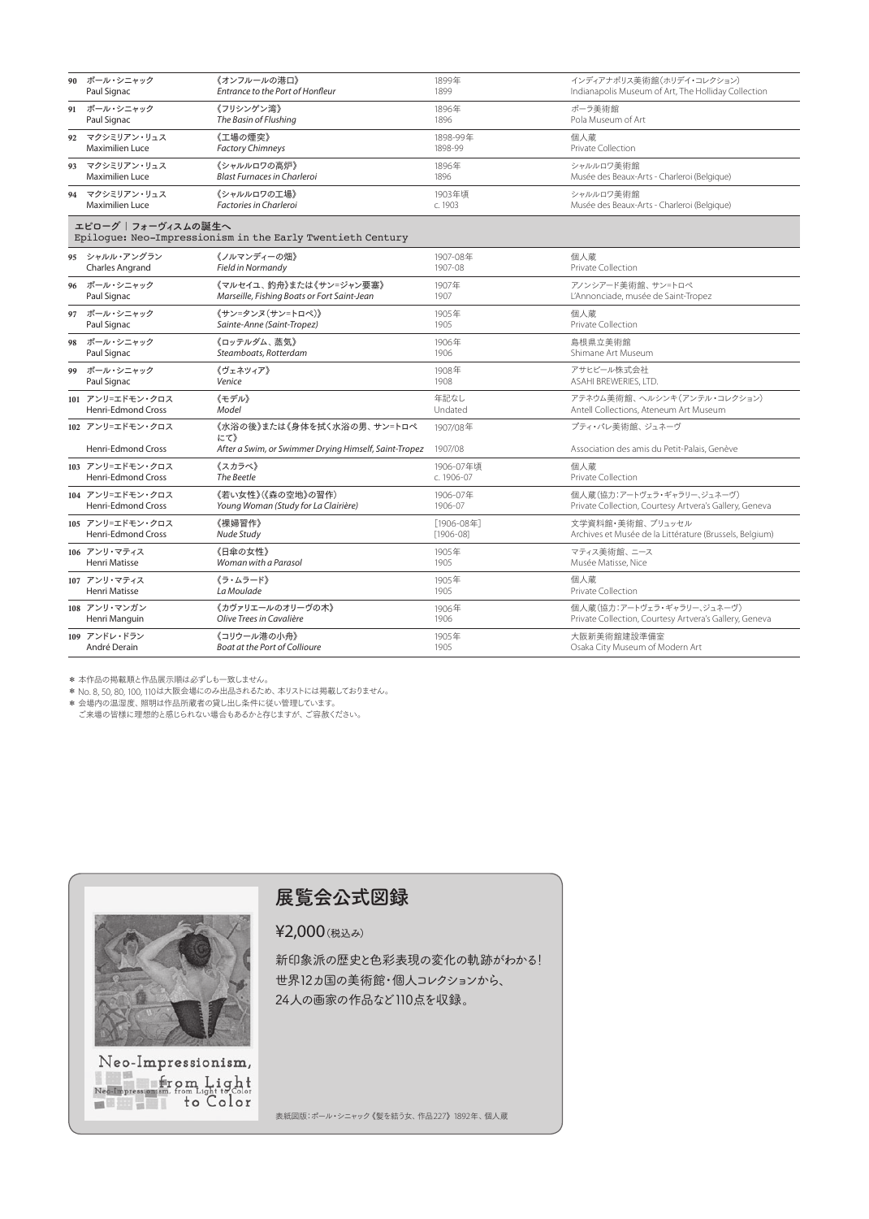| | | | | |
|---|---|---|---|---|
| 90 | ポール・シニャック<br>Paul Signac | 《オンフルールの港口》<br>*Entrance to the Port of Honfleur* | 1899年<br>1899 | インディアナポリス美術館(ホリデイ・コレクション)<br>Indianapolis Museum of Art, The Holliday Collection |
| 91 | ポール・シニャック<br>Paul Signac | 《フリシンゲン湾》<br>*The Basin of Flushing* | 1896年<br>1896 | ポーラ美術館<br>Pola Museum of Art |
| 92 | マクシミリアン・リュス<br>Maximilien Luce | 《工場の煙突》<br>*Factory Chimneys* | 1898-99年<br>1898-99 | 個人蔵<br>Private Collection |
| 93 | マクシミリアン・リュス<br>Maximilien Luce | 《シャルルロワの高炉》<br>*Blast Furnaces in Charleroi* | 1896年<br>1896 | シャルルロワ美術館<br>Musée des Beaux-Arts - Charleroi (Belgique) |
| 94 | マクシミリアン・リュス<br>Maximilien Luce | 《シャルルロワの工場》<br>*Factories in Charleroi* | 1903年頃<br>c. 1903 | シャルルロワ美術館<br>Musée des Beaux-Arts - Charleroi (Belgique) |

## エピローグ｜フォーヴィスムの誕生へ
Epilogue: Neo-Impressionism in the Early Twentieth Century

| | | | | |
|---|---|---|---|---|
| 95 | シャルル・アングラン<br>Charles Angrand | 《ノルマンディーの畑》<br>*Field in Normandy* | 1907-08年<br>1907-08 | 個人蔵<br>Private Collection |
| 96 | ポール・シニャック<br>Paul Signac | 《マルセイユ、釣舟》または《サン=ジャン要塞》<br>*Marseille, Fishing Boats or Fort Saint-Jean* | 1907年<br>1907 | アノンシアード美術館、サン=トロペ<br>L'Annonciade, musée de Saint-Tropez |
| 97 | ポール・シニャック<br>Paul Signac | 《サン=タンヌ(サン=トロペ)》<br>*Sainte-Anne (Saint-Tropez)* | 1905年<br>1905 | 個人蔵<br>Private Collection |
| 98 | ポール・シニャック<br>Paul Signac | 《ロッテルダム、蒸気》<br>*Steamboats, Rotterdam* | 1906年<br>1906 | 島根県立美術館<br>Shimane Art Museum |
| 99 | ポール・シニャック<br>Paul Signac | 《ヴェネツィア》<br>*Venice* | 1908年<br>1908 | アサヒビール株式会社<br>ASAHI BREWERIES, LTD. |
| 101 | アンリ=エドモン・クロス<br>Henri-Edmond Cross | 《モデル》<br>*Model* | 年記なし<br>Undated | アテネウム美術館、ヘルシンキ(アンテル・コレクション)<br>Antell Collections, Ateneum Art Museum |
| 102 | アンリ=エドモン・クロス<br>Henri-Edmond Cross | 《水浴の後》または《身体を拭く水浴の男、サン=トロペにて》<br>*After a Swim, or Swimmer Drying Himself, Saint-Tropez* | 1907/08年<br>1907/08 | プティ・パレ美術館、ジュネーヴ<br>Association des amis du Petit-Palais, Genève |
| 103 | アンリ=エドモン・クロス<br>Henri-Edmond Cross | 《スカラベ》<br>*The Beetle* | 1906-07年頃<br>c. 1906-07 | 個人蔵<br>Private Collection |
| 104 | アンリ=エドモン・クロス<br>Henri-Edmond Cross | 《若い女性》(《森の空地》の習作)<br>*Young Woman (Study for La Clairière)* | 1906-07年<br>1906-07 | 個人蔵(協力:アートヴェラ・ギャラリー、ジュネーヴ)<br>Private Collection, Courtesy Artvera's Gallery, Geneva |
| 105 | アンリ=エドモン・クロス<br>Henri-Edmond Cross | 《裸婦習作》<br>*Nude Study* | [1906-08年]<br>[1906-08] | 文学資料館・美術館、ブリュッセル<br>Archives et Musée de la Littérature (Brussels, Belgium) |
| 106 | アンリ・マティス<br>Henri Matisse | 《日傘の女性》<br>*Woman with a Parasol* | 1905年<br>1905 | マティス美術館、ニース<br>Musée Matisse, Nice |
| 107 | アンリ・マティス<br>Henri Matisse | 《ラ・ムラード》<br>*La Moulade* | 1905年<br>1905 | 個人蔵<br>Private Collection |
| 108 | アンリ・マンガン<br>Henri Manguin | 《カヴァリエールのオリーヴの木》<br>*Olive Trees in Cavalière* | 1906年<br>1906 | 個人蔵(協力:アートヴェラ・ギャラリー、ジュネーヴ)<br>Private Collection, Courtesy Artvera's Gallery, Geneva |
| 109 | アンドレ・ドラン<br>André Derain | 《コリウール港の小舟》<br>*Boat at the Port of Collioure* | 1905年<br>1905 | 大阪新美術館建設準備室<br>Osaka City Museum of Modern Art |

* 本作品の掲載順と作品展示順は必ずしも一致しません。
* No. 8, 50, 80, 100, 110は大阪会場にのみ出品されるため、本リストには掲載しておりません。
* 会場内の温湿度、照明は作品所蔵者の貸し出し条件に従い管理しています。
　ご来場の皆様に理想的と感じられない場合もあるかと存じますが、ご容赦ください。

## 展覧会公式図録

¥2,000(税込み)

新印象派の歴史と色彩表現の変化の軌跡がわかる!
世界12カ国の美術館・個人コレクションから、
24人の画家の作品など110点を収録。

Neo-Impressionism, from Light to Color

表紙図版:ポール・シニャック《髪を結う女、作品227》1892年、個人蔵